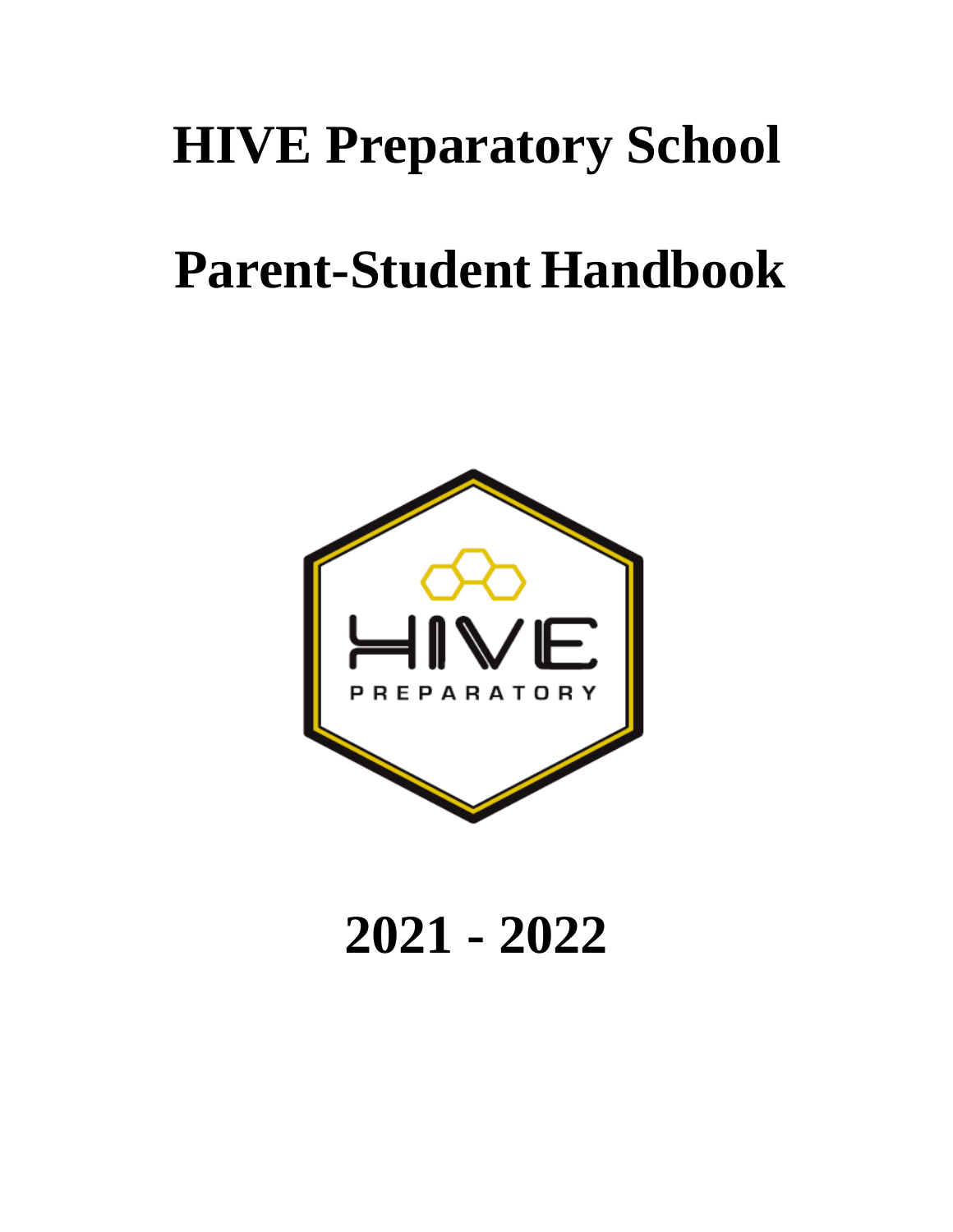# HIVE Preparatory School

# Parent-Student Handbook

# 2021 - 2022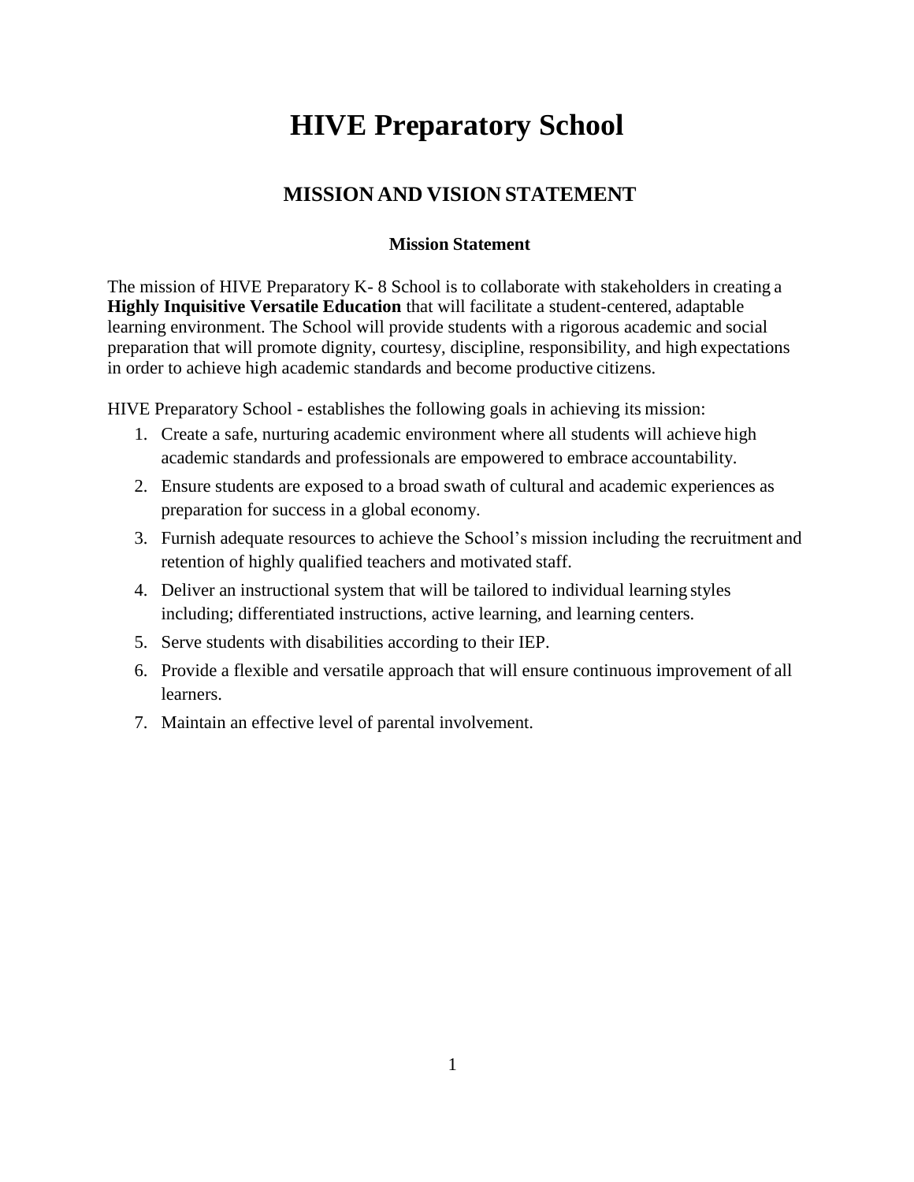# HIVE Preparatory School

## MISSION AND VISION STATEMENT

### Mission Statement

The mission of HIVE Preparatory K- 8 School is to collaborate with stakeholders in creating a **Highly Inquisitive Versatile Education** that will facilitate a student-centered, adaptable learning environment. The School will provide students with a rigorous academic and social preparation that will promote dignity, courtesy, discipline, responsibility, and high expectations in order to achieve high academic standards and become productive citizens.

HIVE Preparatory School - establishes the following goals in achieving its mission:

1. Create a safe, nurturing academic environment where all students will achieve high academic standards and professionals are empowered to embrace accountability.
2. Ensure students are exposed to a broad swath of cultural and academic experiences as preparation for success in a global economy.
3. Furnish adequate resources to achieve the School's mission including the recruitment and retention of highly qualified teachers and motivated staff.
4. Deliver an instructional system that will be tailored to individual learning styles including; differentiated instructions, active learning, and learning centers.
5. Serve students with disabilities according to their IEP.
6. Provide a flexible and versatile approach that will ensure continuous improvement of all learners.
7. Maintain an effective level of parental involvement.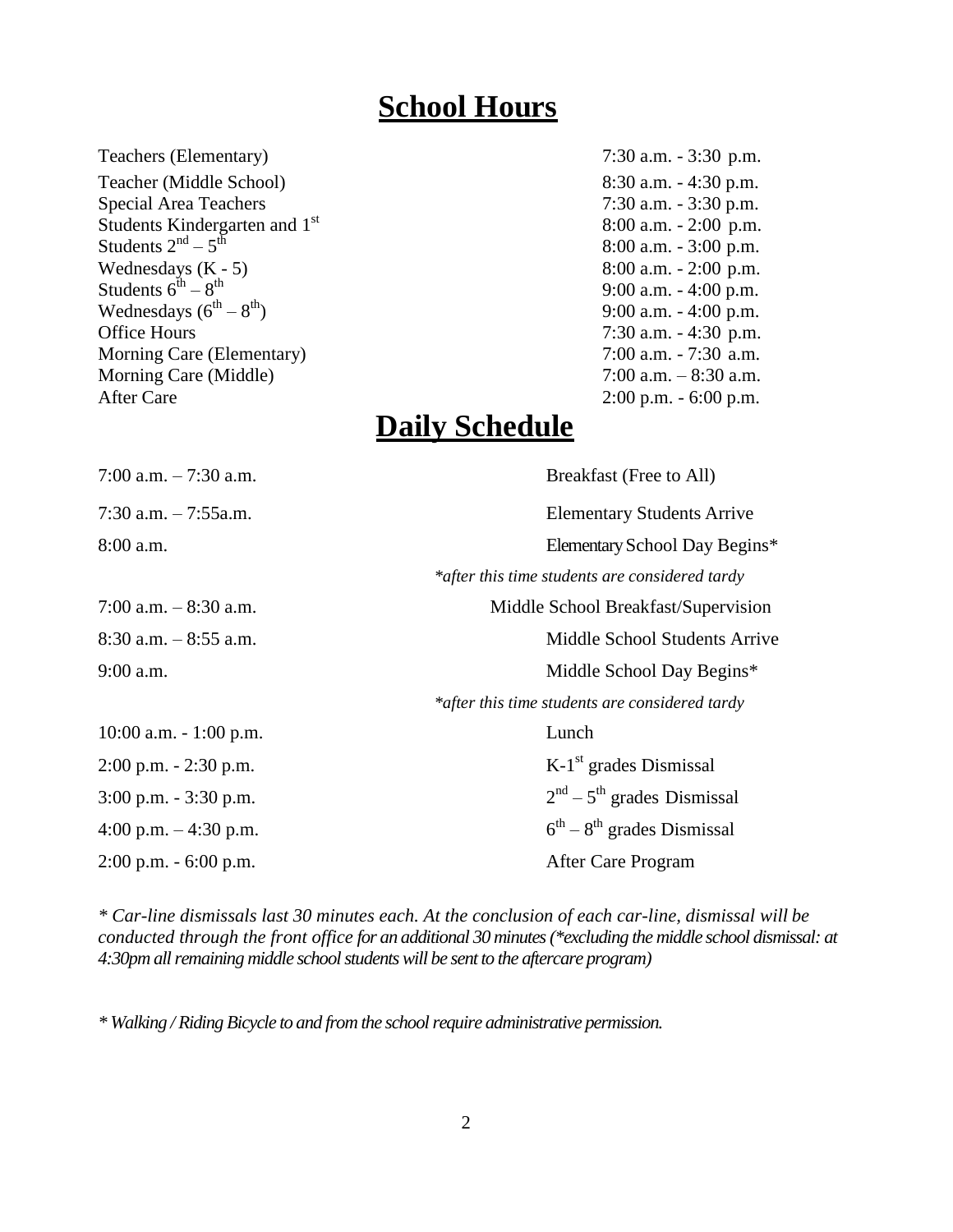# School Hours

| | |
|---|---|
| Teachers (Elementary) | 7:30 a.m. - 3:30 p.m. |
| Teacher (Middle School) | 8:30 a.m. - 4:30 p.m. |
| Special Area Teachers | 7:30 a.m. - 3:30 p.m. |
| Students Kindergarten and 1st | 8:00 a.m. - 2:00 p.m. |
| Students 2nd – 5th | 8:00 a.m. - 3:00 p.m. |
| Wednesdays (K - 5) | 8:00 a.m. - 2:00 p.m. |
| Students 6th – 8th | 9:00 a.m. - 4:00 p.m. |
| Wednesdays (6th – 8th) | 9:00 a.m. - 4:00 p.m. |
| Office Hours | 7:30 a.m. - 4:30 p.m. |
| Morning Care (Elementary) | 7:00 a.m. - 7:30 a.m. |
| Morning Care (Middle) | 7:00 a.m. – 8:30 a.m. |
| After Care | 2:00 p.m. - 6:00 p.m. |

# Daily Schedule

| | |
|---|---|
| 7:00 a.m. – 7:30 a.m. | Breakfast (Free to All) |
| 7:30 a.m. – 7:55a.m. | Elementary Students Arrive |
| 8:00 a.m. | Elementary School Day Begins* |
| | *after this time students are considered tardy* |
| 7:00 a.m. – 8:30 a.m. | Middle School Breakfast/Supervision |
| 8:30 a.m. – 8:55 a.m. | Middle School Students Arrive |
| 9:00 a.m. | Middle School Day Begins* |
| | *after this time students are considered tardy* |
| 10:00 a.m. - 1:00 p.m. | Lunch |
| 2:00 p.m. - 2:30 p.m. | K-1st grades Dismissal |
| 3:00 p.m. - 3:30 p.m. | 2nd – 5th grades Dismissal |
| 4:00 p.m. – 4:30 p.m. | 6th – 8th grades Dismissal |
| 2:00 p.m. - 6:00 p.m. | After Care Program |

*\* Car-line dismissals last 30 minutes each. At the conclusion of each car-line, dismissal will be conducted through the front office for an additional 30 minutes (\*excluding the middle school dismissal: at 4:30pm all remaining middle school students will be sent to the aftercare program)*

*\* Walking / Riding Bicycle to and from the school require administrative permission.*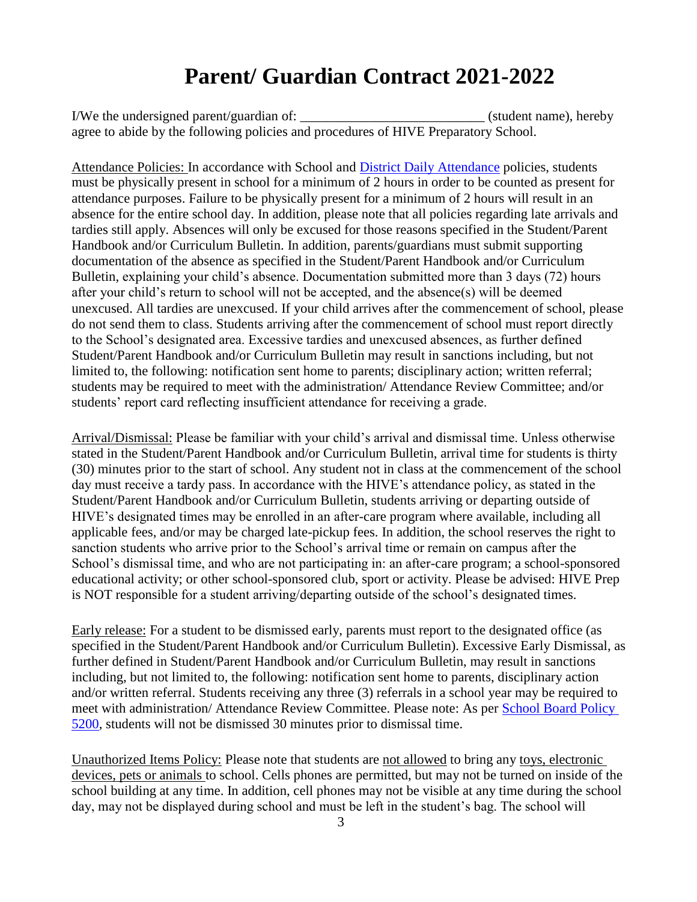# Parent/ Guardian Contract 2021-2022

I/We the undersigned parent/guardian of: ___________________________ (student name), hereby agree to abide by the following policies and procedures of HIVE Preparatory School.

Attendance Policies: In accordance with School and [District Daily Attendance] policies, students must be physically present in school for a minimum of 2 hours in order to be counted as present for attendance purposes. Failure to be physically present for a minimum of 2 hours will result in an absence for the entire school day. In addition, please note that all policies regarding late arrivals and tardies still apply. Absences will only be excused for those reasons specified in the Student/Parent Handbook and/or Curriculum Bulletin. In addition, parents/guardians must submit supporting documentation of the absence as specified in the Student/Parent Handbook and/or Curriculum Bulletin, explaining your child's absence. Documentation submitted more than 3 days (72) hours after your child's return to school will not be accepted, and the absence(s) will be deemed unexcused. All tardies are unexcused. If your child arrives after the commencement of school, please do not send them to class. Students arriving after the commencement of school must report directly to the School's designated area. Excessive tardies and unexcused absences, as further defined Student/Parent Handbook and/or Curriculum Bulletin may result in sanctions including, but not limited to, the following: notification sent home to parents; disciplinary action; written referral; students may be required to meet with the administration/ Attendance Review Committee; and/or students' report card reflecting insufficient attendance for receiving a grade.

Arrival/Dismissal: Please be familiar with your child's arrival and dismissal time. Unless otherwise stated in the Student/Parent Handbook and/or Curriculum Bulletin, arrival time for students is thirty (30) minutes prior to the start of school. Any student not in class at the commencement of the school day must receive a tardy pass. In accordance with the HIVE's attendance policy, as stated in the Student/Parent Handbook and/or Curriculum Bulletin, students arriving or departing outside of HIVE's designated times may be enrolled in an after-care program where available, including all applicable fees, and/or may be charged late-pickup fees. In addition, the school reserves the right to sanction students who arrive prior to the School's arrival time or remain on campus after the School's dismissal time, and who are not participating in: an after-care program; a school-sponsored educational activity; or other school-sponsored club, sport or activity. Please be advised: HIVE Prep is NOT responsible for a student arriving/departing outside of the school's designated times.

Early release: For a student to be dismissed early, parents must report to the designated office (as specified in the Student/Parent Handbook and/or Curriculum Bulletin). Excessive Early Dismissal, as further defined in Student/Parent Handbook and/or Curriculum Bulletin, may result in sanctions including, but not limited to, the following: notification sent home to parents, disciplinary action and/or written referral. Students receiving any three (3) referrals in a school year may be required to meet with administration/ Attendance Review Committee. Please note: As per [School Board Policy 5200], students will not be dismissed 30 minutes prior to dismissal time.

Unauthorized Items Policy: Please note that students are not allowed to bring any toys, electronic devices, pets or animals to school. Cells phones are permitted, but may not be turned on inside of the school building at any time. In addition, cell phones may not be visible at any time during the school day, may not be displayed during school and must be left in the student's bag. The school will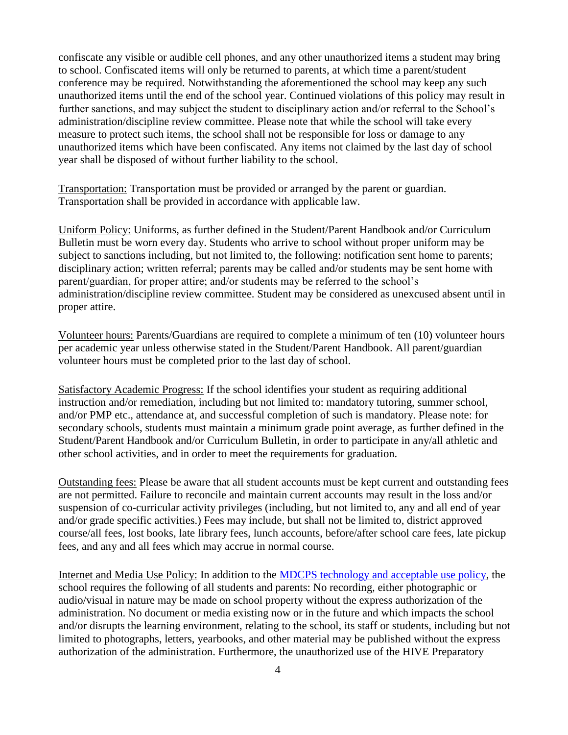confiscate any visible or audible cell phones, and any other unauthorized items a student may bring to school. Confiscated items will only be returned to parents, at which time a parent/student conference may be required. Notwithstanding the aforementioned the school may keep any such unauthorized items until the end of the school year. Continued violations of this policy may result in further sanctions, and may subject the student to disciplinary action and/or referral to the School's administration/discipline review committee. Please note that while the school will take every measure to protect such items, the school shall not be responsible for loss or damage to any unauthorized items which have been confiscated. Any items not claimed by the last day of school year shall be disposed of without further liability to the school.

Transportation: Transportation must be provided or arranged by the parent or guardian. Transportation shall be provided in accordance with applicable law.

Uniform Policy: Uniforms, as further defined in the Student/Parent Handbook and/or Curriculum Bulletin must be worn every day. Students who arrive to school without proper uniform may be subject to sanctions including, but not limited to, the following: notification sent home to parents; disciplinary action; written referral; parents may be called and/or students may be sent home with parent/guardian, for proper attire; and/or students may be referred to the school's administration/discipline review committee. Student may be considered as unexcused absent until in proper attire.

Volunteer hours: Parents/Guardians are required to complete a minimum of ten (10) volunteer hours per academic year unless otherwise stated in the Student/Parent Handbook. All parent/guardian volunteer hours must be completed prior to the last day of school.

Satisfactory Academic Progress: If the school identifies your student as requiring additional instruction and/or remediation, including but not limited to: mandatory tutoring, summer school, and/or PMP etc., attendance at, and successful completion of such is mandatory. Please note: for secondary schools, students must maintain a minimum grade point average, as further defined in the Student/Parent Handbook and/or Curriculum Bulletin, in order to participate in any/all athletic and other school activities, and in order to meet the requirements for graduation.

Outstanding fees: Please be aware that all student accounts must be kept current and outstanding fees are not permitted. Failure to reconcile and maintain current accounts may result in the loss and/or suspension of co-curricular activity privileges (including, but not limited to, any and all end of year and/or grade specific activities.) Fees may include, but shall not be limited to, district approved course/all fees, lost books, late library fees, lunch accounts, before/after school care fees, late pickup fees, and any and all fees which may accrue in normal course.

Internet and Media Use Policy: In addition to the MDCPS technology and acceptable use policy, the school requires the following of all students and parents: No recording, either photographic or audio/visual in nature may be made on school property without the express authorization of the administration. No document or media existing now or in the future and which impacts the school and/or disrupts the learning environment, relating to the school, its staff or students, including but not limited to photographs, letters, yearbooks, and other material may be published without the express authorization of the administration. Furthermore, the unauthorized use of the HIVE Preparatory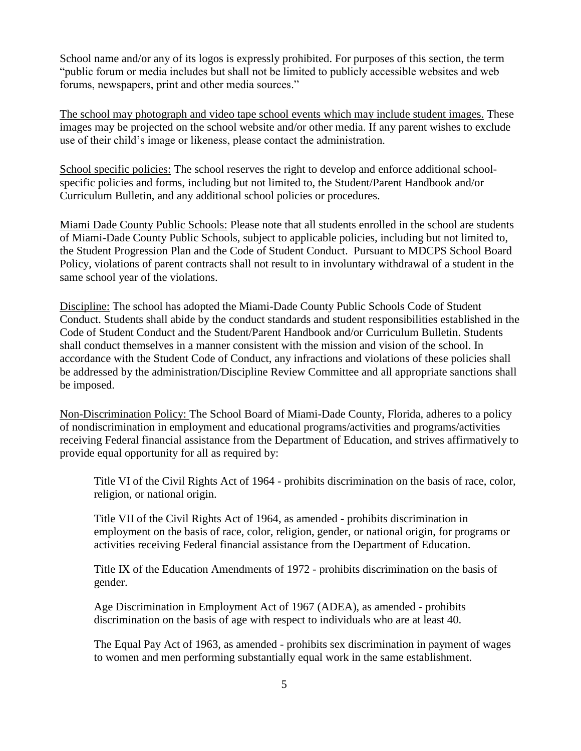School name and/or any of its logos is expressly prohibited. For purposes of this section, the term "public forum or media includes but shall not be limited to publicly accessible websites and web forums, newspapers, print and other media sources."

<u>The school may photograph and video tape school events which may include student images.</u> These images may be projected on the school website and/or other media. If any parent wishes to exclude use of their child's image or likeness, please contact the administration.

<u>School specific policies:</u> The school reserves the right to develop and enforce additional school-specific policies and forms, including but not limited to, the Student/Parent Handbook and/or Curriculum Bulletin, and any additional school policies or procedures.

<u>Miami Dade County Public Schools:</u> Please note that all students enrolled in the school are students of Miami-Dade County Public Schools, subject to applicable policies, including but not limited to, the Student Progression Plan and the Code of Student Conduct. Pursuant to MDCPS School Board Policy, violations of parent contracts shall not result to in involuntary withdrawal of a student in the same school year of the violations.

<u>Discipline:</u> The school has adopted the Miami-Dade County Public Schools Code of Student Conduct. Students shall abide by the conduct standards and student responsibilities established in the Code of Student Conduct and the Student/Parent Handbook and/or Curriculum Bulletin. Students shall conduct themselves in a manner consistent with the mission and vision of the school. In accordance with the Student Code of Conduct, any infractions and violations of these policies shall be addressed by the administration/Discipline Review Committee and all appropriate sanctions shall be imposed.

<u>Non-Discrimination Policy:</u> The School Board of Miami-Dade County, Florida, adheres to a policy of nondiscrimination in employment and educational programs/activities and programs/activities receiving Federal financial assistance from the Department of Education, and strives affirmatively to provide equal opportunity for all as required by:

> Title VI of the Civil Rights Act of 1964 - prohibits discrimination on the basis of race, color, religion, or national origin.
>
> Title VII of the Civil Rights Act of 1964, as amended - prohibits discrimination in employment on the basis of race, color, religion, gender, or national origin, for programs or activities receiving Federal financial assistance from the Department of Education.
>
> Title IX of the Education Amendments of 1972 - prohibits discrimination on the basis of gender.
>
> Age Discrimination in Employment Act of 1967 (ADEA), as amended - prohibits discrimination on the basis of age with respect to individuals who are at least 40.
>
> The Equal Pay Act of 1963, as amended - prohibits sex discrimination in payment of wages to women and men performing substantially equal work in the same establishment.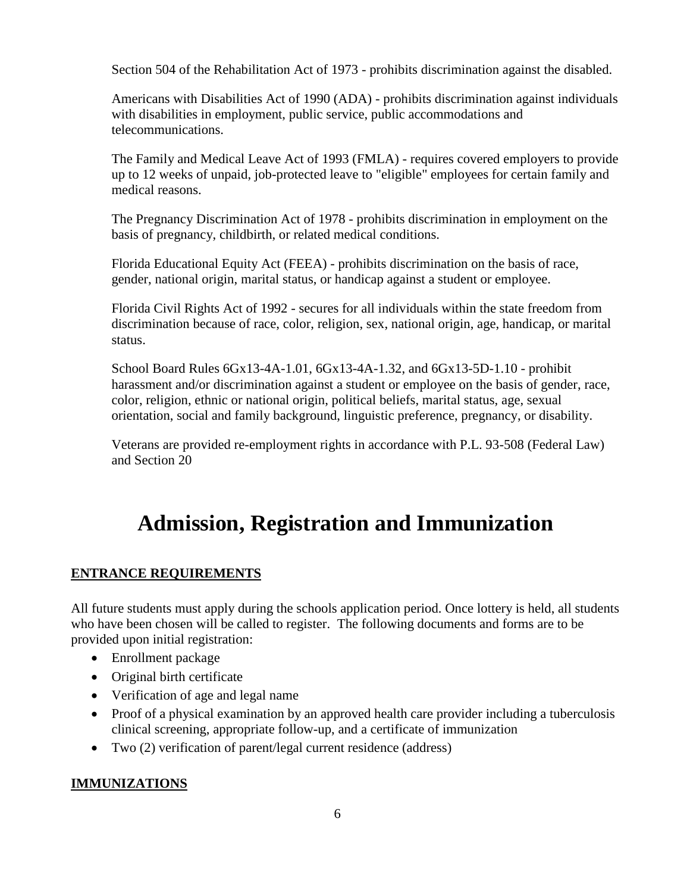Section 504 of the Rehabilitation Act of 1973 - prohibits discrimination against the disabled.

Americans with Disabilities Act of 1990 (ADA) - prohibits discrimination against individuals with disabilities in employment, public service, public accommodations and telecommunications.

The Family and Medical Leave Act of 1993 (FMLA) - requires covered employers to provide up to 12 weeks of unpaid, job-protected leave to "eligible" employees for certain family and medical reasons.

The Pregnancy Discrimination Act of 1978 - prohibits discrimination in employment on the basis of pregnancy, childbirth, or related medical conditions.

Florida Educational Equity Act (FEEA) - prohibits discrimination on the basis of race, gender, national origin, marital status, or handicap against a student or employee.

Florida Civil Rights Act of 1992 - secures for all individuals within the state freedom from discrimination because of race, color, religion, sex, national origin, age, handicap, or marital status.

School Board Rules 6Gx13-4A-1.01, 6Gx13-4A-1.32, and 6Gx13-5D-1.10 - prohibit harassment and/or discrimination against a student or employee on the basis of gender, race, color, religion, ethnic or national origin, political beliefs, marital status, age, sexual orientation, social and family background, linguistic preference, pregnancy, or disability.

Veterans are provided re-employment rights in accordance with P.L. 93-508 (Federal Law) and Section 20

# Admission, Registration and Immunization

**ENTRANCE REQUIREMENTS**

All future students must apply during the schools application period. Once lottery is held, all students who have been chosen will be called to register. The following documents and forms are to be provided upon initial registration:

- Enrollment package
- Original birth certificate
- Verification of age and legal name
- Proof of a physical examination by an approved health care provider including a tuberculosis clinical screening, appropriate follow-up, and a certificate of immunization
- Two (2) verification of parent/legal current residence (address)

**IMMUNIZATIONS**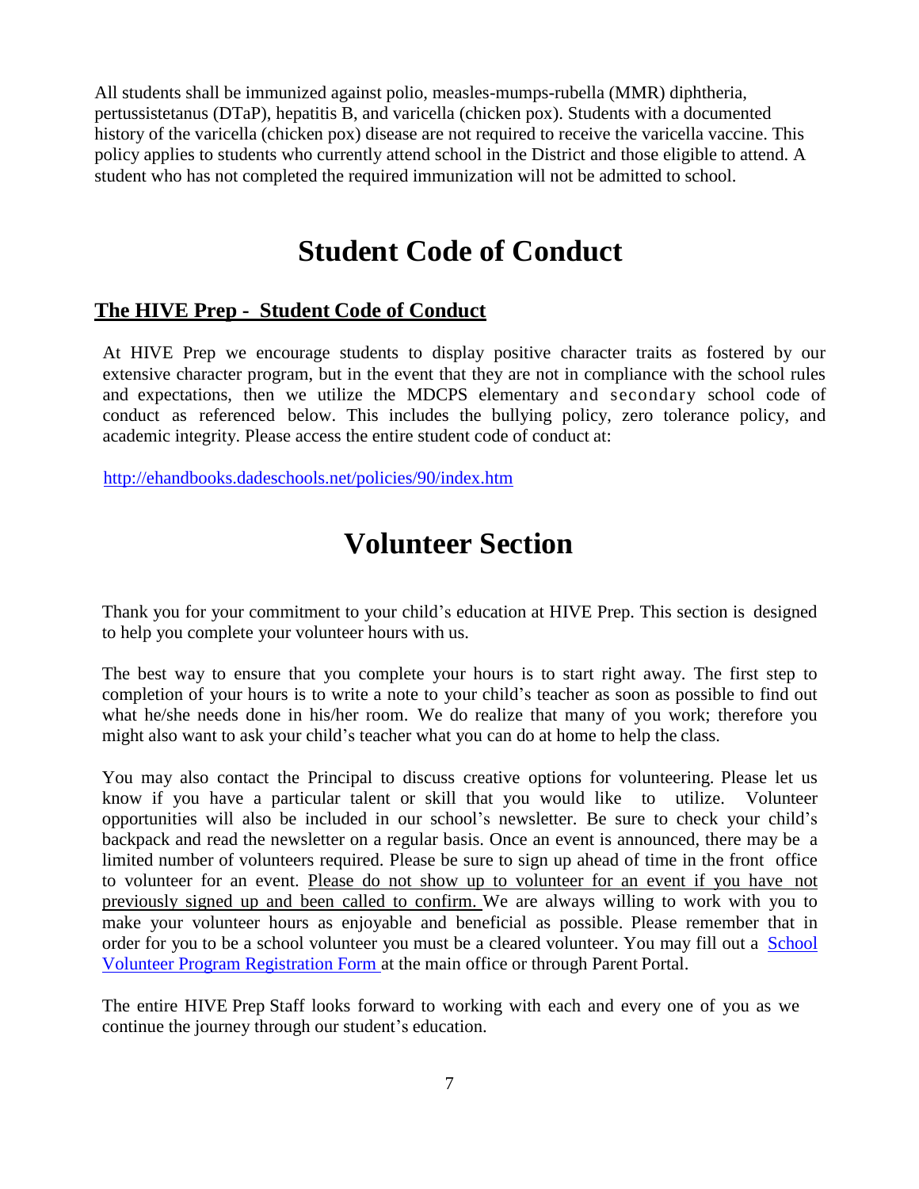All students shall be immunized against polio, measles-mumps-rubella (MMR) diphtheria, pertussistetanus (DTaP), hepatitis B, and varicella (chicken pox). Students with a documented history of the varicella (chicken pox) disease are not required to receive the varicella vaccine. This policy applies to students who currently attend school in the District and those eligible to attend. A student who has not completed the required immunization will not be admitted to school.

# Student Code of Conduct

## The HIVE Prep - Student Code of Conduct

At HIVE Prep we encourage students to display positive character traits as fostered by our extensive character program, but in the event that they are not in compliance with the school rules and expectations, then we utilize the MDCPS elementary and secondary school code of conduct as referenced below. This includes the bullying policy, zero tolerance policy, and academic integrity. Please access the entire student code of conduct at:

[http://ehandbooks.dadeschools.net/policies/90/index.htm](http://ehandbooks.dadeschools.net/policies/90/index.htm)

# Volunteer Section

Thank you for your commitment to your child's education at HIVE Prep. This section is designed to help you complete your volunteer hours with us.

The best way to ensure that you complete your hours is to start right away. The first step to completion of your hours is to write a note to your child's teacher as soon as possible to find out what he/she needs done in his/her room. We do realize that many of you work; therefore you might also want to ask your child's teacher what you can do at home to help the class.

You may also contact the Principal to discuss creative options for volunteering. Please let us know if you have a particular talent or skill that you would like to utilize. Volunteer opportunities will also be included in our school's newsletter. Be sure to check your child's backpack and read the newsletter on a regular basis. Once an event is announced, there may be a limited number of volunteers required. Please be sure to sign up ahead of time in the front office to volunteer for an event. <u>Please do not show up to volunteer for an event if you have not previously signed up and been called to confirm.</u> We are always willing to work with you to make your volunteer hours as enjoyable and beneficial as possible. Please remember that in order for you to be a school volunteer you must be a cleared volunteer. You may fill out a School Volunteer Program Registration Form at the main office or through Parent Portal.

The entire HIVE Prep Staff looks forward to working with each and every one of you as we continue the journey through our student's education.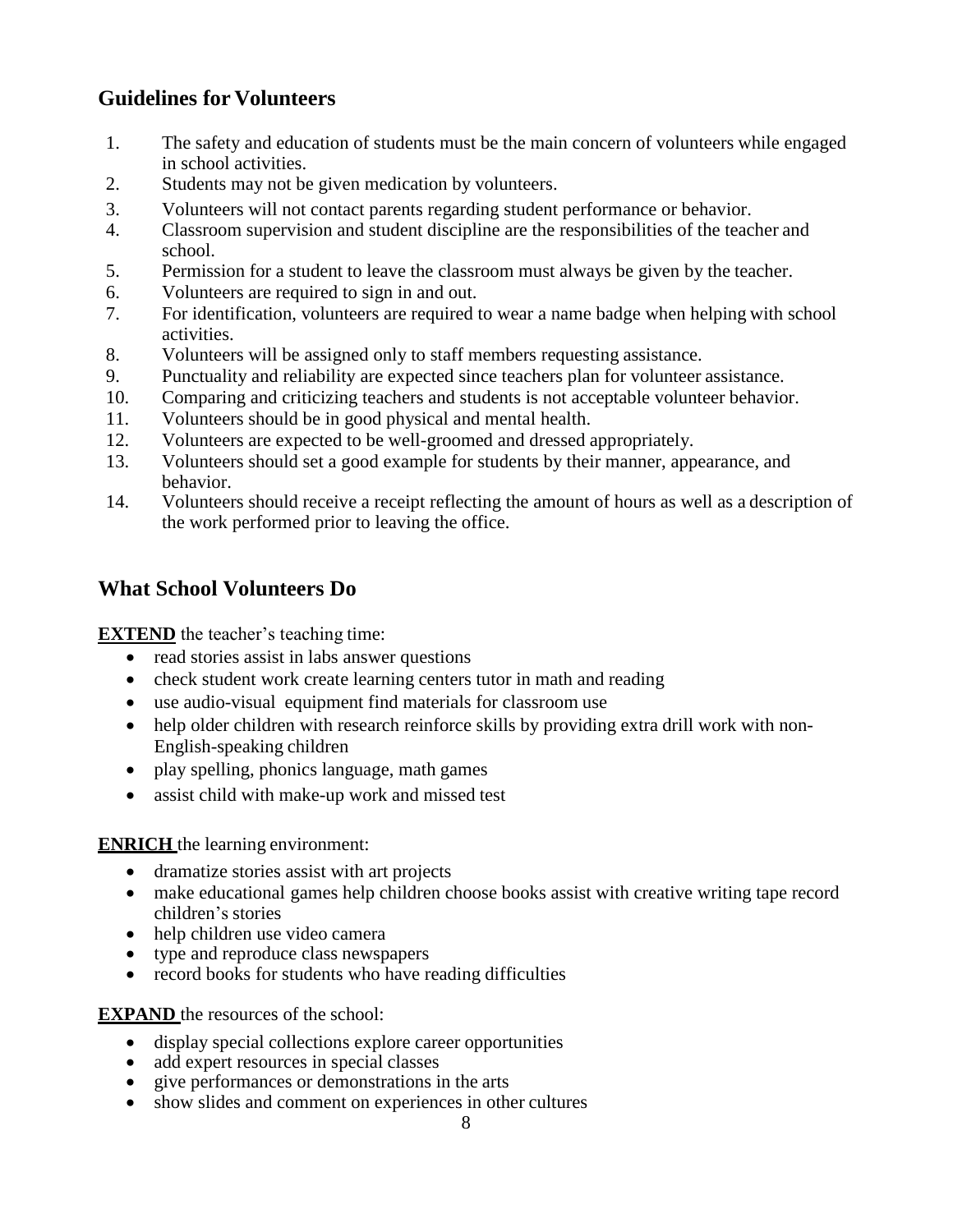## Guidelines for Volunteers

1. The safety and education of students must be the main concern of volunteers while engaged in school activities.
2. Students may not be given medication by volunteers.
3. Volunteers will not contact parents regarding student performance or behavior.
4. Classroom supervision and student discipline are the responsibilities of the teacher and school.
5. Permission for a student to leave the classroom must always be given by the teacher.
6. Volunteers are required to sign in and out.
7. For identification, volunteers are required to wear a name badge when helping with school activities.
8. Volunteers will be assigned only to staff members requesting assistance.
9. Punctuality and reliability are expected since teachers plan for volunteer assistance.
10. Comparing and criticizing teachers and students is not acceptable volunteer behavior.
11. Volunteers should be in good physical and mental health.
12. Volunteers are expected to be well-groomed and dressed appropriately.
13. Volunteers should set a good example for students by their manner, appearance, and behavior.
14. Volunteers should receive a receipt reflecting the amount of hours as well as a description of the work performed prior to leaving the office.

## What School Volunteers Do

**EXTEND** the teacher's teaching time:

- read stories assist in labs answer questions
- check student work create learning centers tutor in math and reading
- use audio-visual equipment find materials for classroom use
- help older children with research reinforce skills by providing extra drill work with non-English-speaking children
- play spelling, phonics language, math games
- assist child with make-up work and missed test

**ENRICH** the learning environment:

- dramatize stories assist with art projects
- make educational games help children choose books assist with creative writing tape record children's stories
- help children use video camera
- type and reproduce class newspapers
- record books for students who have reading difficulties

**EXPAND** the resources of the school:

- display special collections explore career opportunities
- add expert resources in special classes
- give performances or demonstrations in the arts
- show slides and comment on experiences in other cultures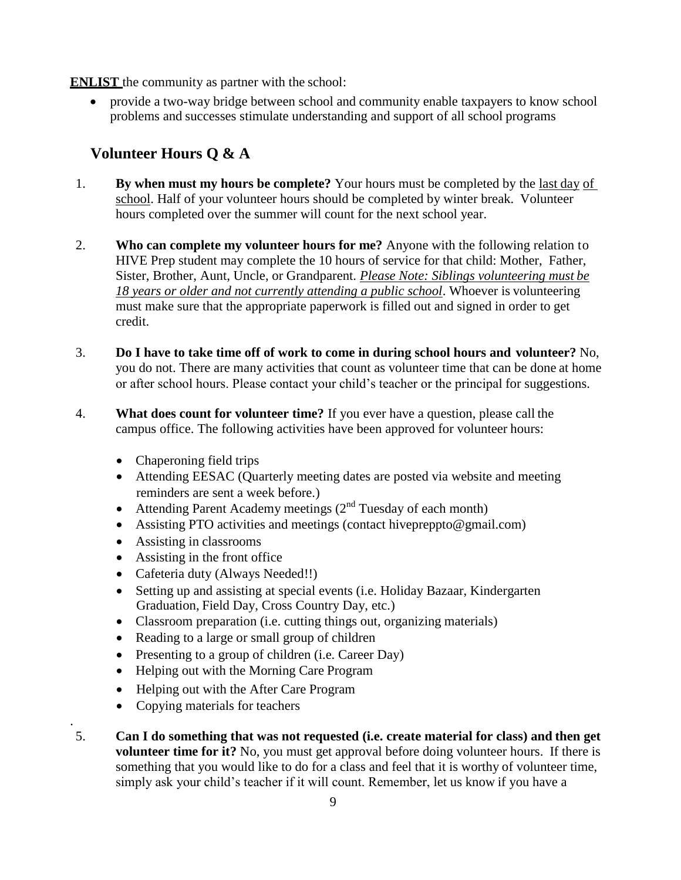**ENLIST** the community as partner with the school:

- provide a two-way bridge between school and community enable taxpayers to know school problems and successes stimulate understanding and support of all school programs

## Volunteer Hours Q & A

1. **By when must my hours be complete?** Your hours must be completed by the last day of school. Half of your volunteer hours should be completed by winter break. Volunteer hours completed over the summer will count for the next school year.

2. **Who can complete my volunteer hours for me?** Anyone with the following relation to HIVE Prep student may complete the 10 hours of service for that child: Mother, Father, Sister, Brother, Aunt, Uncle, or Grandparent. ***Please Note: Siblings volunteering must be 18 years or older and not currently attending a public school***. Whoever is volunteering must make sure that the appropriate paperwork is filled out and signed in order to get credit.

3. **Do I have to take time off of work to come in during school hours and volunteer?** No, you do not. There are many activities that count as volunteer time that can be done at home or after school hours. Please contact your child's teacher or the principal for suggestions.

4. **What does count for volunteer time?** If you ever have a question, please call the campus office. The following activities have been approved for volunteer hours:

   - Chaperoning field trips
   - Attending EESAC (Quarterly meeting dates are posted via website and meeting reminders are sent a week before.)
   - Attending Parent Academy meetings (2nd Tuesday of each month)
   - Assisting PTO activities and meetings (contact hivepreppto@gmail.com)
   - Assisting in classrooms
   - Assisting in the front office
   - Cafeteria duty (Always Needed!!)
   - Setting up and assisting at special events (i.e. Holiday Bazaar, Kindergarten Graduation, Field Day, Cross Country Day, etc.)
   - Classroom preparation (i.e. cutting things out, organizing materials)
   - Reading to a large or small group of children
   - Presenting to a group of children (i.e. Career Day)
   - Helping out with the Morning Care Program
   - Helping out with the After Care Program
   - Copying materials for teachers

5. **Can I do something that was not requested (i.e. create material for class) and then get volunteer time for it?** No, you must get approval before doing volunteer hours. If there is something that you would like to do for a class and feel that it is worthy of volunteer time, simply ask your child's teacher if it will count. Remember, let us know if you have a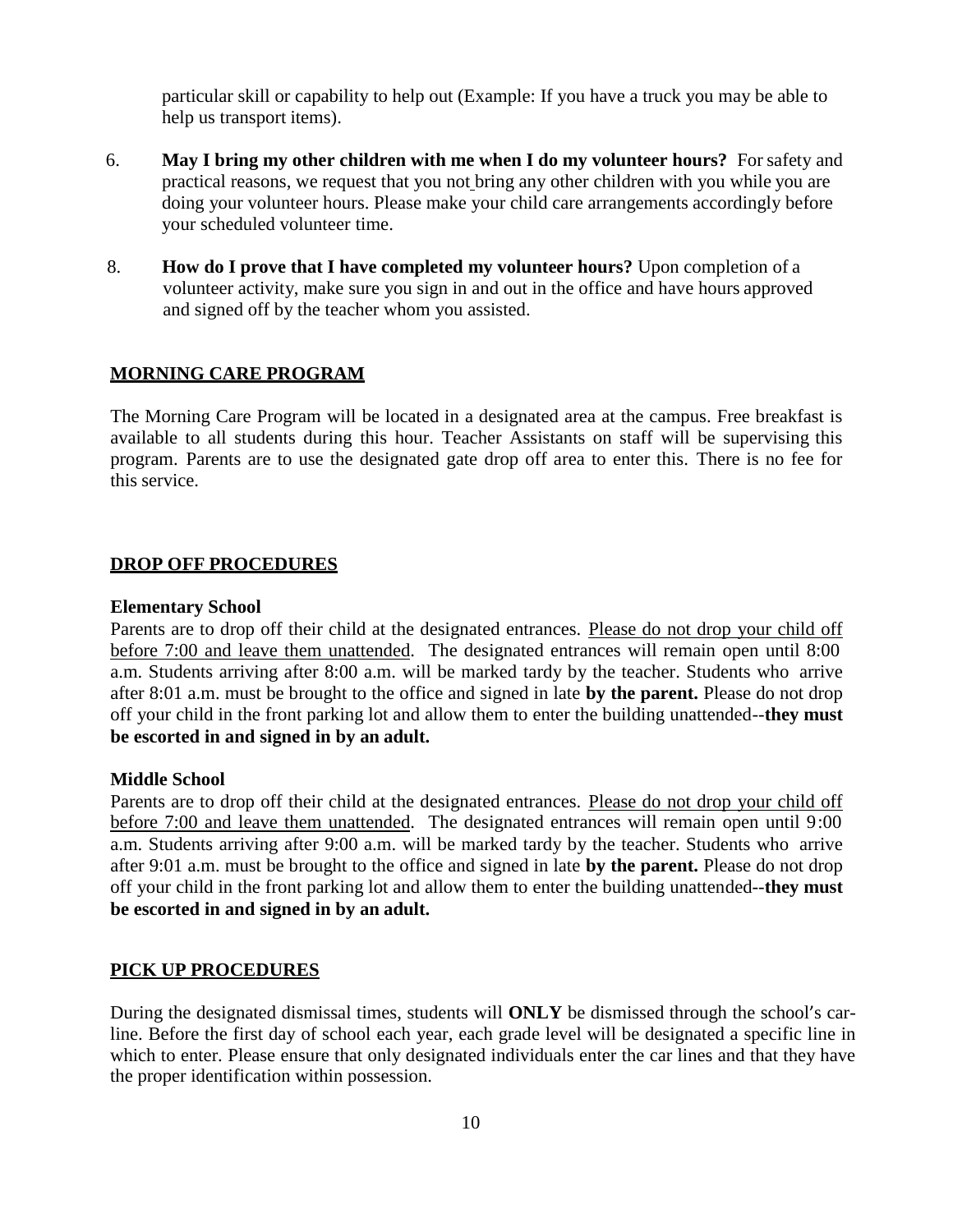particular skill or capability to help out (Example: If you have a truck you may be able to help us transport items).

6. **May I bring my other children with me when I do my volunteer hours?** For safety and practical reasons, we request that you not bring any other children with you while you are doing your volunteer hours. Please make your child care arrangements accordingly before your scheduled volunteer time.

8. **How do I prove that I have completed my volunteer hours?** Upon completion of a volunteer activity, make sure you sign in and out in the office and have hours approved and signed off by the teacher whom you assisted.

## MORNING CARE PROGRAM

The Morning Care Program will be located in a designated area at the campus. Free breakfast is available to all students during this hour. Teacher Assistants on staff will be supervising this program. Parents are to use the designated gate drop off area to enter this. There is no fee for this service.

## DROP OFF PROCEDURES

### Elementary School

Parents are to drop off their child at the designated entrances. Please do not drop your child off before 7:00 and leave them unattended. The designated entrances will remain open until 8:00 a.m. Students arriving after 8:00 a.m. will be marked tardy by the teacher. Students who arrive after 8:01 a.m. must be brought to the office and signed in late **by the parent.** Please do not drop off your child in the front parking lot and allow them to enter the building unattended--**they must be escorted in and signed in by an adult.**

### Middle School

Parents are to drop off their child at the designated entrances. Please do not drop your child off before 7:00 and leave them unattended. The designated entrances will remain open until 9:00 a.m. Students arriving after 9:00 a.m. will be marked tardy by the teacher. Students who arrive after 9:01 a.m. must be brought to the office and signed in late **by the parent.** Please do not drop off your child in the front parking lot and allow them to enter the building unattended--**they must be escorted in and signed in by an adult.**

## PICK UP PROCEDURES

During the designated dismissal times, students will **ONLY** be dismissed through the school's car-line. Before the first day of school each year, each grade level will be designated a specific line in which to enter. Please ensure that only designated individuals enter the car lines and that they have the proper identification within possession.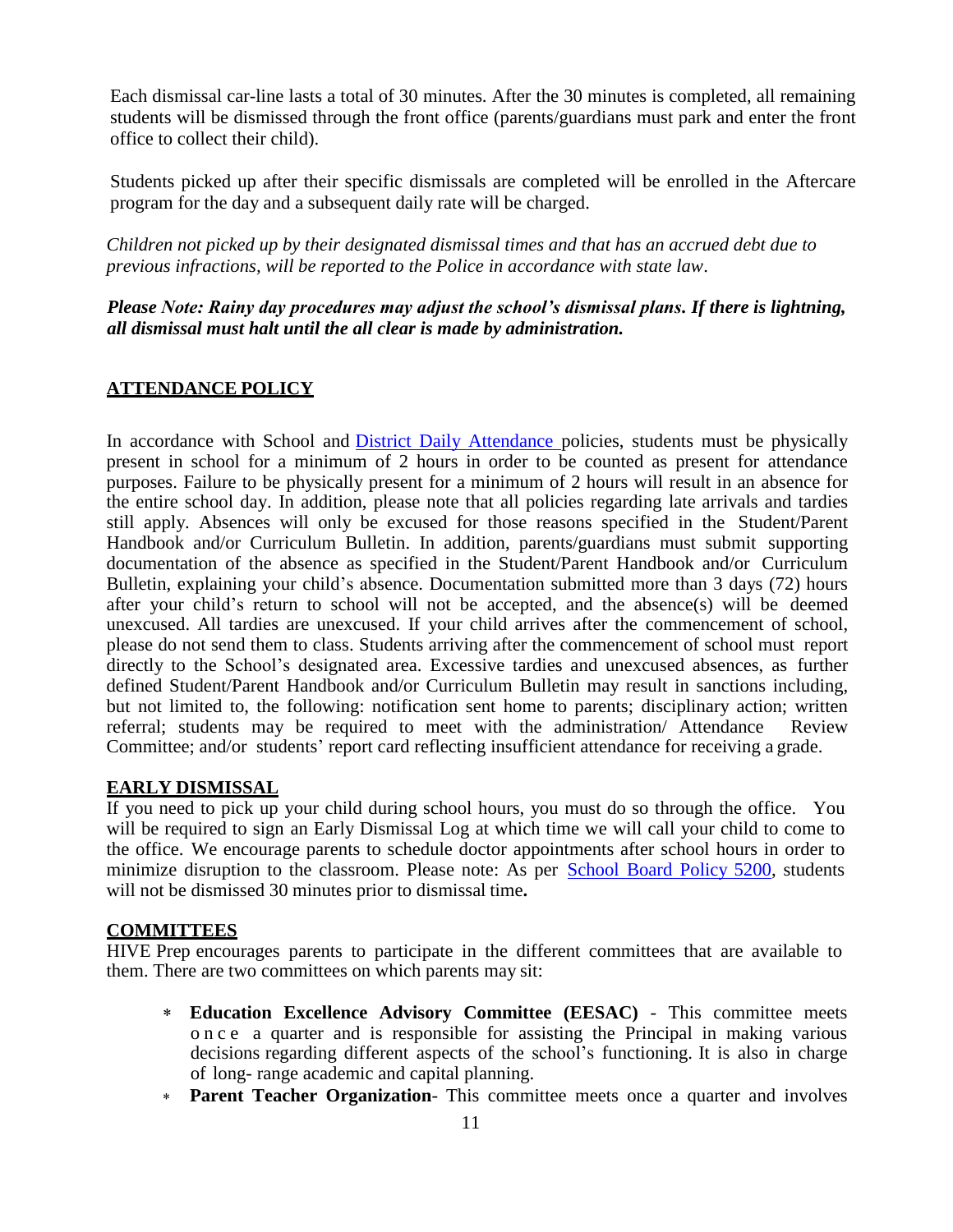Each dismissal car-line lasts a total of 30 minutes. After the 30 minutes is completed, all remaining students will be dismissed through the front office (parents/guardians must park and enter the front office to collect their child).

Students picked up after their specific dismissals are completed will be enrolled in the Aftercare program for the day and a subsequent daily rate will be charged.

*Children not picked up by their designated dismissal times and that has an accrued debt due to previous infractions, will be reported to the Police in accordance with state law.*

***Please Note: Rainy day procedures may adjust the school's dismissal plans. If there is lightning, all dismissal must halt until the all clear is made by administration.***

## ATTENDANCE POLICY

In accordance with School and District Daily Attendance policies, students must be physically present in school for a minimum of 2 hours in order to be counted as present for attendance purposes. Failure to be physically present for a minimum of 2 hours will result in an absence for the entire school day. In addition, please note that all policies regarding late arrivals and tardies still apply. Absences will only be excused for those reasons specified in the Student/Parent Handbook and/or Curriculum Bulletin. In addition, parents/guardians must submit supporting documentation of the absence as specified in the Student/Parent Handbook and/or Curriculum Bulletin, explaining your child's absence. Documentation submitted more than 3 days (72) hours after your child's return to school will not be accepted, and the absence(s) will be deemed unexcused. All tardies are unexcused. If your child arrives after the commencement of school, please do not send them to class. Students arriving after the commencement of school must report directly to the School's designated area. Excessive tardies and unexcused absences, as further defined Student/Parent Handbook and/or Curriculum Bulletin may result in sanctions including, but not limited to, the following: notification sent home to parents; disciplinary action; written referral; students may be required to meet with the administration/ Attendance Review Committee; and/or students' report card reflecting insufficient attendance for receiving a grade.

## EARLY DISMISSAL

If you need to pick up your child during school hours, you must do so through the office. You will be required to sign an Early Dismissal Log at which time we will call your child to come to the office. We encourage parents to schedule doctor appointments after school hours in order to minimize disruption to the classroom. Please note: As per School Board Policy 5200, students will not be dismissed 30 minutes prior to dismissal time**.**

## COMMITTEES

HIVE Prep encourages parents to participate in the different committees that are available to them. There are two committees on which parents may sit:

- **Education Excellence Advisory Committee (EESAC)** - This committee meets once a quarter and is responsible for assisting the Principal in making various decisions regarding different aspects of the school's functioning. It is also in charge of long- range academic and capital planning.
- **Parent Teacher Organization**- This committee meets once a quarter and involves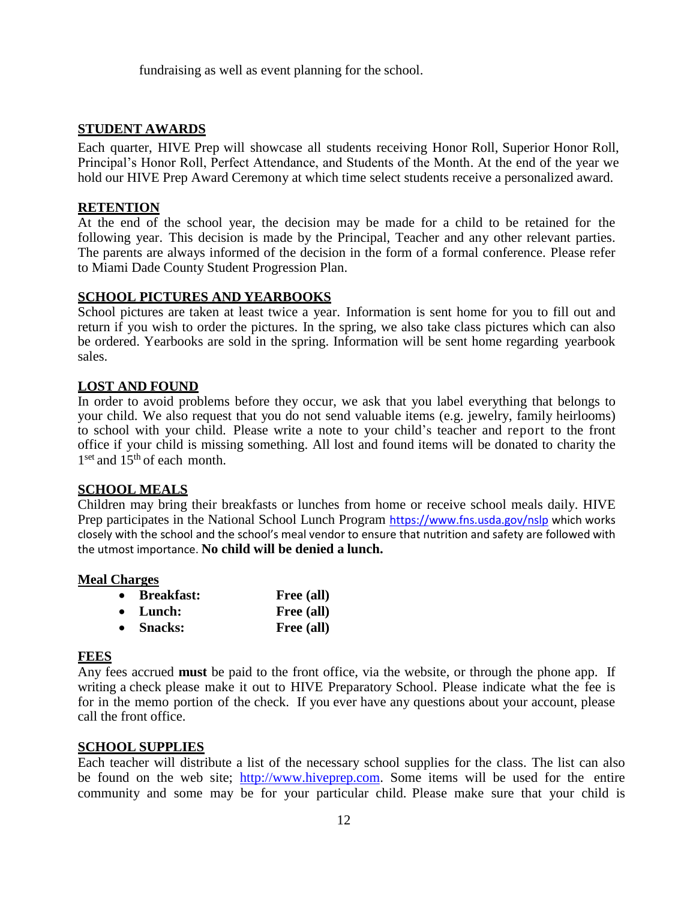fundraising as well as event planning for the school.

## STUDENT AWARDS

Each quarter, HIVE Prep will showcase all students receiving Honor Roll, Superior Honor Roll, Principal's Honor Roll, Perfect Attendance, and Students of the Month. At the end of the year we hold our HIVE Prep Award Ceremony at which time select students receive a personalized award.

## RETENTION

At the end of the school year, the decision may be made for a child to be retained for the following year. This decision is made by the Principal, Teacher and any other relevant parties. The parents are always informed of the decision in the form of a formal conference. Please refer to Miami Dade County Student Progression Plan.

## SCHOOL PICTURES AND YEARBOOKS

School pictures are taken at least twice a year. Information is sent home for you to fill out and return if you wish to order the pictures. In the spring, we also take class pictures which can also be ordered. Yearbooks are sold in the spring. Information will be sent home regarding yearbook sales.

## LOST AND FOUND

In order to avoid problems before they occur, we ask that you label everything that belongs to your child. We also request that you do not send valuable items (e.g. jewelry, family heirlooms) to school with your child. Please write a note to your child's teacher and report to the front office if your child is missing something. All lost and found items will be donated to charity the 1set and 15th of each month.

## SCHOOL MEALS

Children may bring their breakfasts or lunches from home or receive school meals daily. HIVE Prep participates in the National School Lunch Program https://www.fns.usda.gov/nslp which works closely with the school and the school's meal vendor to ensure that nutrition and safety are followed with the utmost importance. **No child will be denied a lunch.**

### Meal Charges

- **Breakfast:** **Free (all)**
- **Lunch:** **Free (all)**
- **Snacks:** **Free (all)**

## FEES

Any fees accrued **must** be paid to the front office, via the website, or through the phone app. If writing a check please make it out to HIVE Preparatory School. Please indicate what the fee is for in the memo portion of the check. If you ever have any questions about your account, please call the front office.

## SCHOOL SUPPLIES

Each teacher will distribute a list of the necessary school supplies for the class. The list can also be found on the web site; http://www.hiveprep.com. Some items will be used for the entire community and some may be for your particular child. Please make sure that your child is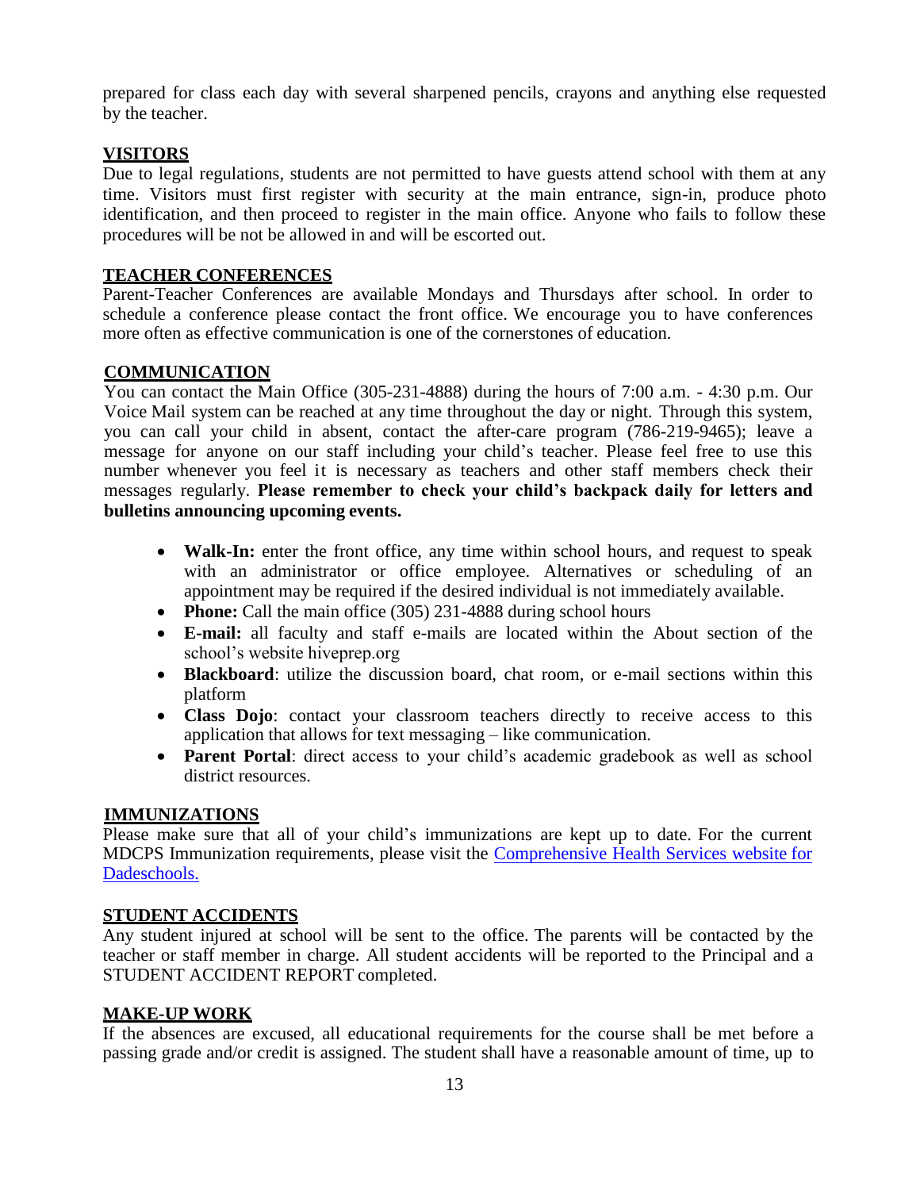prepared for class each day with several sharpened pencils, crayons and anything else requested by the teacher.

## VISITORS

Due to legal regulations, students are not permitted to have guests attend school with them at any time. Visitors must first register with security at the main entrance, sign-in, produce photo identification, and then proceed to register in the main office. Anyone who fails to follow these procedures will be not be allowed in and will be escorted out.

## TEACHER CONFERENCES

Parent-Teacher Conferences are available Mondays and Thursdays after school. In order to schedule a conference please contact the front office. We encourage you to have conferences more often as effective communication is one of the cornerstones of education.

## COMMUNICATION

You can contact the Main Office (305-231-4888) during the hours of 7:00 a.m. - 4:30 p.m. Our Voice Mail system can be reached at any time throughout the day or night. Through this system, you can call your child in absent, contact the after-care program (786-219-9465); leave a message for anyone on our staff including your child's teacher. Please feel free to use this number whenever you feel it is necessary as teachers and other staff members check their messages regularly. **Please remember to check your child's backpack daily for letters and bulletins announcing upcoming events.**

- **Walk-In:** enter the front office, any time within school hours, and request to speak with an administrator or office employee. Alternatives or scheduling of an appointment may be required if the desired individual is not immediately available.
- **Phone:** Call the main office (305) 231-4888 during school hours
- **E-mail:** all faculty and staff e-mails are located within the About section of the school's website hiveprep.org
- **Blackboard**: utilize the discussion board, chat room, or e-mail sections within this platform
- **Class Dojo**: contact your classroom teachers directly to receive access to this application that allows for text messaging – like communication.
- **Parent Portal**: direct access to your child's academic gradebook as well as school district resources.

## IMMUNIZATIONS

Please make sure that all of your child's immunizations are kept up to date. For the current MDCPS Immunization requirements, please visit the Comprehensive Health Services website for Dadeschools.

## STUDENT ACCIDENTS

Any student injured at school will be sent to the office. The parents will be contacted by the teacher or staff member in charge. All student accidents will be reported to the Principal and a STUDENT ACCIDENT REPORT completed.

## MAKE-UP WORK

If the absences are excused, all educational requirements for the course shall be met before a passing grade and/or credit is assigned. The student shall have a reasonable amount of time, up to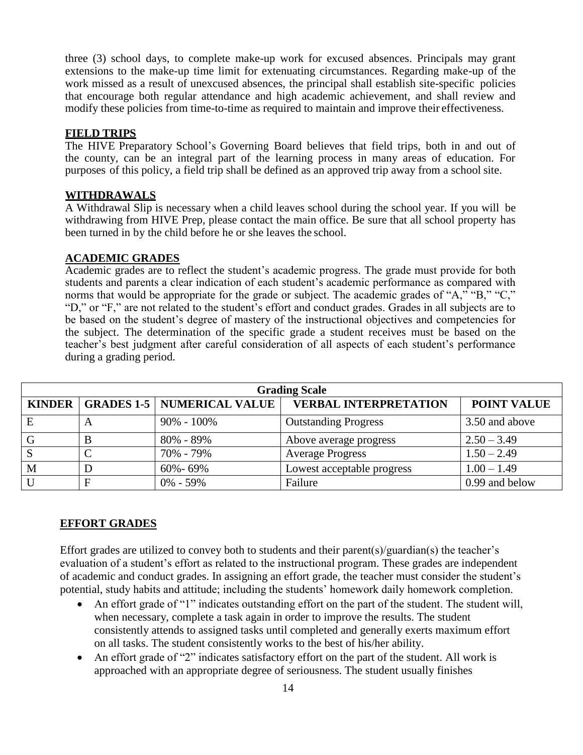three (3) school days, to complete make-up work for excused absences. Principals may grant extensions to the make-up time limit for extenuating circumstances. Regarding make-up of the work missed as a result of unexcused absences, the principal shall establish site-specific policies that encourage both regular attendance and high academic achievement, and shall review and modify these policies from time-to-time as required to maintain and improve their effectiveness.

## FIELD TRIPS

The HIVE Preparatory School's Governing Board believes that field trips, both in and out of the county, can be an integral part of the learning process in many areas of education. For purposes of this policy, a field trip shall be defined as an approved trip away from a school site.

## WITHDRAWALS

A Withdrawal Slip is necessary when a child leaves school during the school year. If you will be withdrawing from HIVE Prep, please contact the main office. Be sure that all school property has been turned in by the child before he or she leaves the school.

## ACADEMIC GRADES

Academic grades are to reflect the student's academic progress. The grade must provide for both students and parents a clear indication of each student's academic performance as compared with norms that would be appropriate for the grade or subject. The academic grades of "A," "B," "C," "D," or "F," are not related to the student's effort and conduct grades. Grades in all subjects are to be based on the student's degree of mastery of the instructional objectives and competencies for the subject. The determination of the specific grade a student receives must be based on the teacher's best judgment after careful consideration of all aspects of each student's performance during a grading period.

| Grading Scale | | | | |
|---|---|---|---|---|
| **KINDER** | **GRADES 1-5** | **NUMERICAL VALUE** | **VERBAL INTERPRETATION** | **POINT VALUE** |
| E | A | 90% - 100% | Outstanding Progress | 3.50 and above |
| G | B | 80% - 89% | Above average progress | 2.50 – 3.49 |
| S | C | 70% - 79% | Average Progress | 1.50 – 2.49 |
| M | D | 60%- 69% | Lowest acceptable progress | 1.00 – 1.49 |
| U | F | 0% - 59% | Failure | 0.99 and below |

## EFFORT GRADES

Effort grades are utilized to convey both to students and their parent(s)/guardian(s) the teacher's evaluation of a student's effort as related to the instructional program. These grades are independent of academic and conduct grades. In assigning an effort grade, the teacher must consider the student's potential, study habits and attitude; including the students' homework daily homework completion.

- An effort grade of "1" indicates outstanding effort on the part of the student. The student will, when necessary, complete a task again in order to improve the results. The student consistently attends to assigned tasks until completed and generally exerts maximum effort on all tasks. The student consistently works to the best of his/her ability.
- An effort grade of "2" indicates satisfactory effort on the part of the student. All work is approached with an appropriate degree of seriousness. The student usually finishes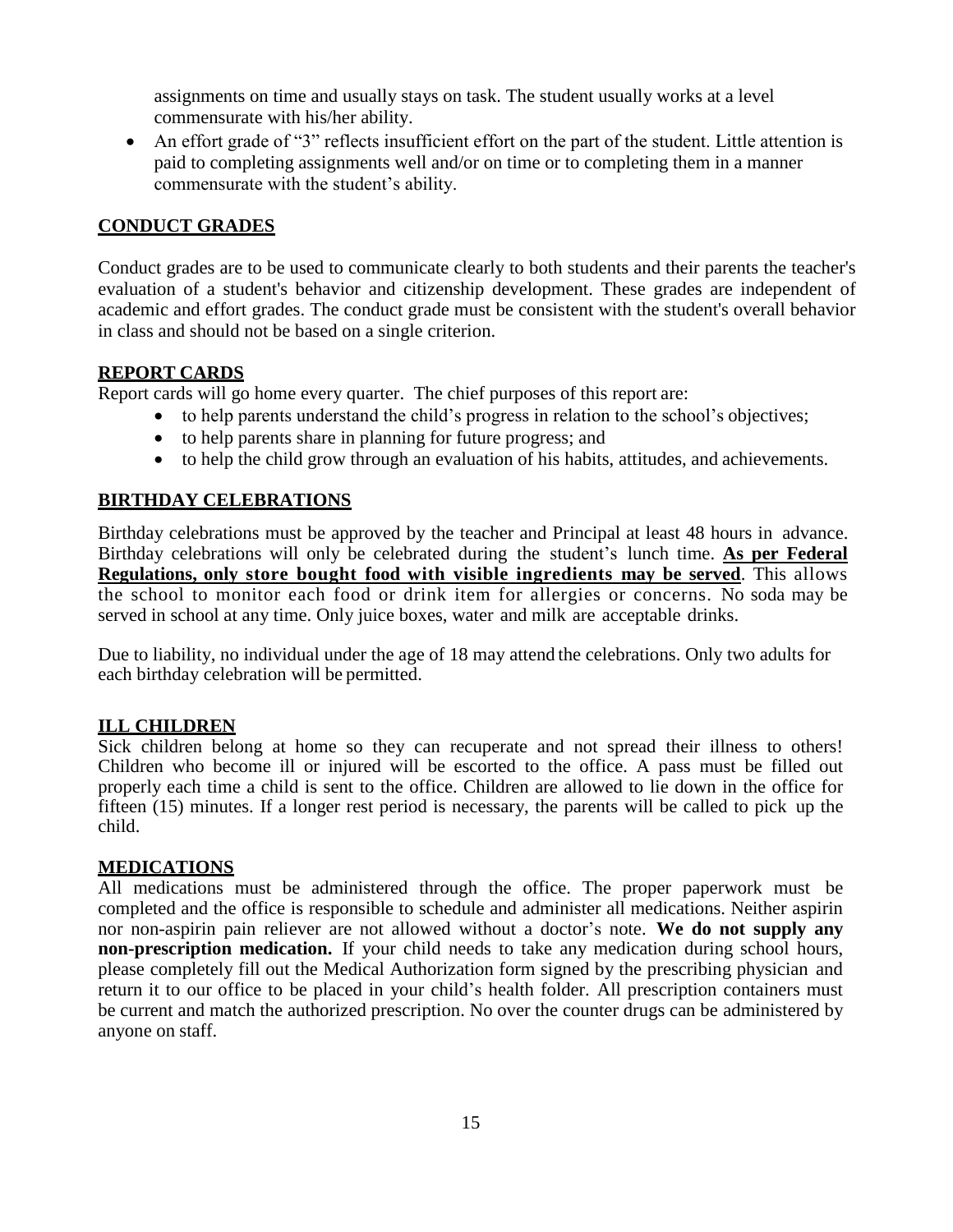assignments on time and usually stays on task. The student usually works at a level commensurate with his/her ability.

- An effort grade of "3" reflects insufficient effort on the part of the student. Little attention is paid to completing assignments well and/or on time or to completing them in a manner commensurate with the student's ability.

## CONDUCT GRADES

Conduct grades are to be used to communicate clearly to both students and their parents the teacher's evaluation of a student's behavior and citizenship development. These grades are independent of academic and effort grades. The conduct grade must be consistent with the student's overall behavior in class and should not be based on a single criterion.

## REPORT CARDS

Report cards will go home every quarter. The chief purposes of this report are:

- to help parents understand the child's progress in relation to the school's objectives;
- to help parents share in planning for future progress; and
- to help the child grow through an evaluation of his habits, attitudes, and achievements.

## BIRTHDAY CELEBRATIONS

Birthday celebrations must be approved by the teacher and Principal at least 48 hours in advance. Birthday celebrations will only be celebrated during the student's lunch time. **As per Federal Regulations, only store bought food with visible ingredients may be served**. This allows the school to monitor each food or drink item for allergies or concerns. No soda may be served in school at any time. Only juice boxes, water and milk are acceptable drinks.

Due to liability, no individual under the age of 18 may attend the celebrations. Only two adults for each birthday celebration will be permitted.

## ILL CHILDREN

Sick children belong at home so they can recuperate and not spread their illness to others! Children who become ill or injured will be escorted to the office. A pass must be filled out properly each time a child is sent to the office. Children are allowed to lie down in the office for fifteen (15) minutes. If a longer rest period is necessary, the parents will be called to pick up the child.

## MEDICATIONS

All medications must be administered through the office. The proper paperwork must be completed and the office is responsible to schedule and administer all medications. Neither aspirin nor non-aspirin pain reliever are not allowed without a doctor's note. **We do not supply any non-prescription medication.** If your child needs to take any medication during school hours, please completely fill out the Medical Authorization form signed by the prescribing physician and return it to our office to be placed in your child's health folder. All prescription containers must be current and match the authorized prescription. No over the counter drugs can be administered by anyone on staff.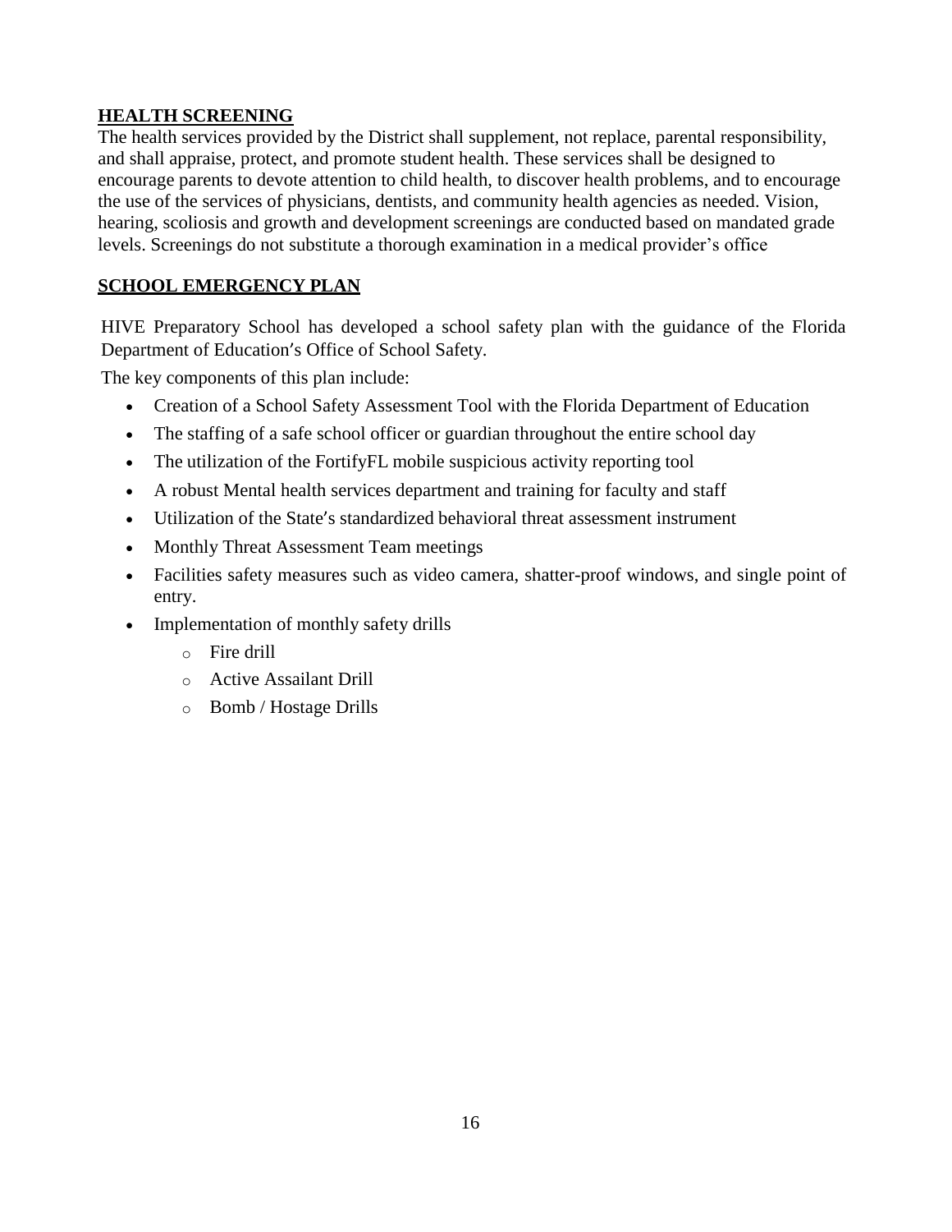## HEALTH SCREENING

The health services provided by the District shall supplement, not replace, parental responsibility, and shall appraise, protect, and promote student health. These services shall be designed to encourage parents to devote attention to child health, to discover health problems, and to encourage the use of the services of physicians, dentists, and community health agencies as needed. Vision, hearing, scoliosis and growth and development screenings are conducted based on mandated grade levels. Screenings do not substitute a thorough examination in a medical provider's office

## SCHOOL EMERGENCY PLAN

HIVE Preparatory School has developed a school safety plan with the guidance of the Florida Department of Education's Office of School Safety.

The key components of this plan include:

- Creation of a School Safety Assessment Tool with the Florida Department of Education
- The staffing of a safe school officer or guardian throughout the entire school day
- The utilization of the FortifyFL mobile suspicious activity reporting tool
- A robust Mental health services department and training for faculty and staff
- Utilization of the State's standardized behavioral threat assessment instrument
- Monthly Threat Assessment Team meetings
- Facilities safety measures such as video camera, shatter-proof windows, and single point of entry.
- Implementation of monthly safety drills
    - Fire drill
    - Active Assailant Drill
    - Bomb / Hostage Drills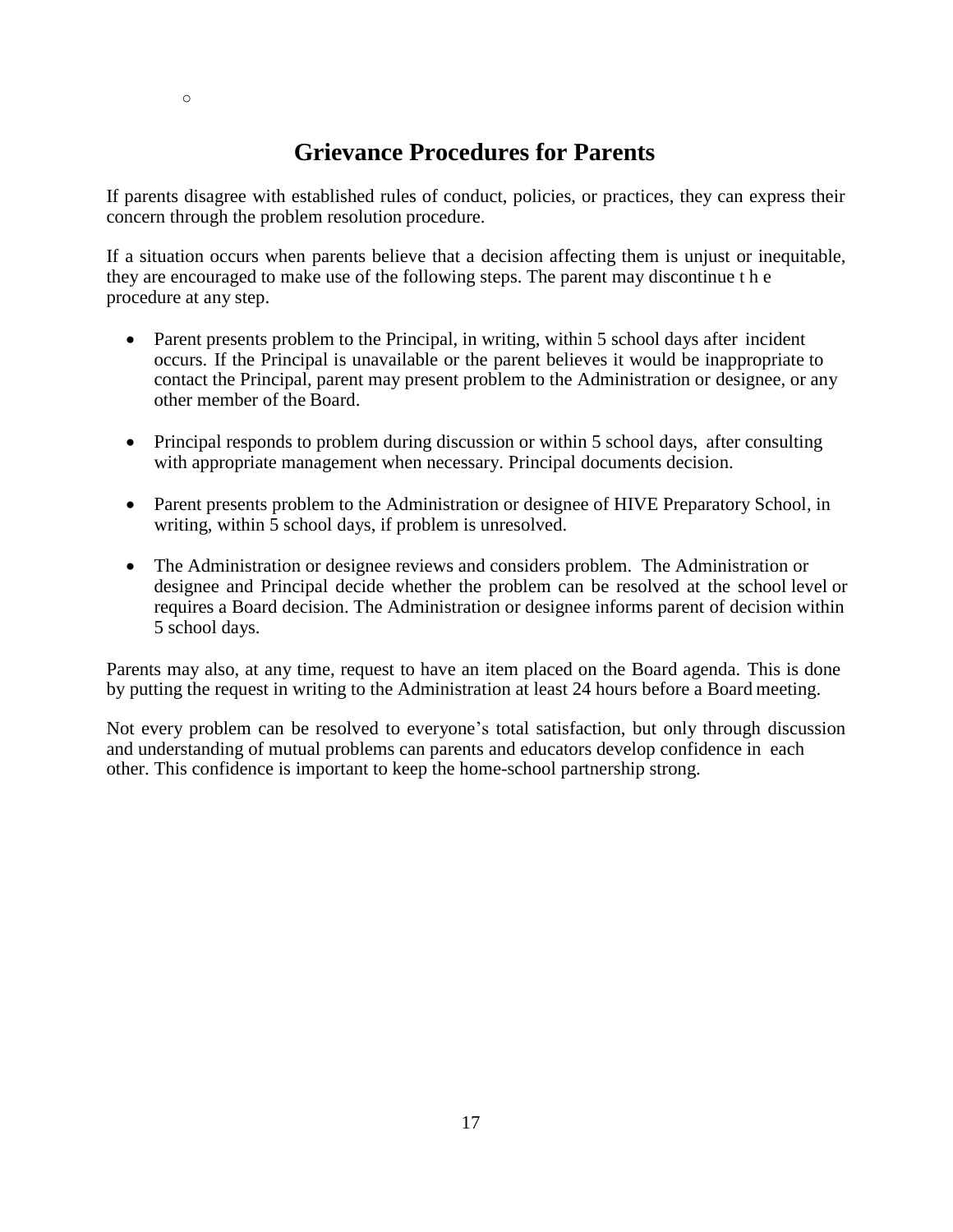○

## Grievance Procedures for Parents

If parents disagree with established rules of conduct, policies, or practices, they can express their concern through the problem resolution procedure.

If a situation occurs when parents believe that a decision affecting them is unjust or inequitable, they are encouraged to make use of the following steps. The parent may discontinue the procedure at any step.

- Parent presents problem to the Principal, in writing, within 5 school days after incident occurs. If the Principal is unavailable or the parent believes it would be inappropriate to contact the Principal, parent may present problem to the Administration or designee, or any other member of the Board.
- Principal responds to problem during discussion or within 5 school days, after consulting with appropriate management when necessary. Principal documents decision.
- Parent presents problem to the Administration or designee of HIVE Preparatory School, in writing, within 5 school days, if problem is unresolved.
- The Administration or designee reviews and considers problem. The Administration or designee and Principal decide whether the problem can be resolved at the school level or requires a Board decision. The Administration or designee informs parent of decision within 5 school days.

Parents may also, at any time, request to have an item placed on the Board agenda. This is done by putting the request in writing to the Administration at least 24 hours before a Board meeting.

Not every problem can be resolved to everyone's total satisfaction, but only through discussion and understanding of mutual problems can parents and educators develop confidence in each other. This confidence is important to keep the home-school partnership strong.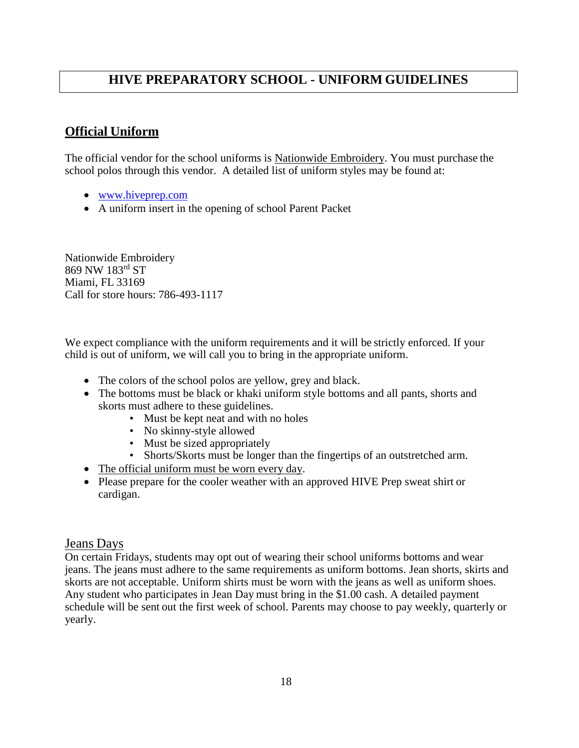# HIVE PREPARATORY SCHOOL - UNIFORM GUIDELINES

## Official Uniform

The official vendor for the school uniforms is Nationwide Embroidery. You must purchase the school polos through this vendor. A detailed list of uniform styles may be found at:

- www.hiveprep.com
- A uniform insert in the opening of school Parent Packet

Nationwide Embroidery
869 NW 183rd ST
Miami, FL 33169
Call for store hours: 786-493-1117

We expect compliance with the uniform requirements and it will be strictly enforced. If your child is out of uniform, we will call you to bring in the appropriate uniform.

- The colors of the school polos are yellow, grey and black.
- The bottoms must be black or khaki uniform style bottoms and all pants, shorts and skorts must adhere to these guidelines.
    - Must be kept neat and with no holes
    - No skinny-style allowed
    - Must be sized appropriately
    - Shorts/Skorts must be longer than the fingertips of an outstretched arm.
- The official uniform must be worn every day.
- Please prepare for the cooler weather with an approved HIVE Prep sweat shirt or cardigan.

### Jeans Days

On certain Fridays, students may opt out of wearing their school uniforms bottoms and wear jeans. The jeans must adhere to the same requirements as uniform bottoms. Jean shorts, skirts and skorts are not acceptable. Uniform shirts must be worn with the jeans as well as uniform shoes. Any student who participates in Jean Day must bring in the $1.00 cash. A detailed payment schedule will be sent out the first week of school. Parents may choose to pay weekly, quarterly or yearly.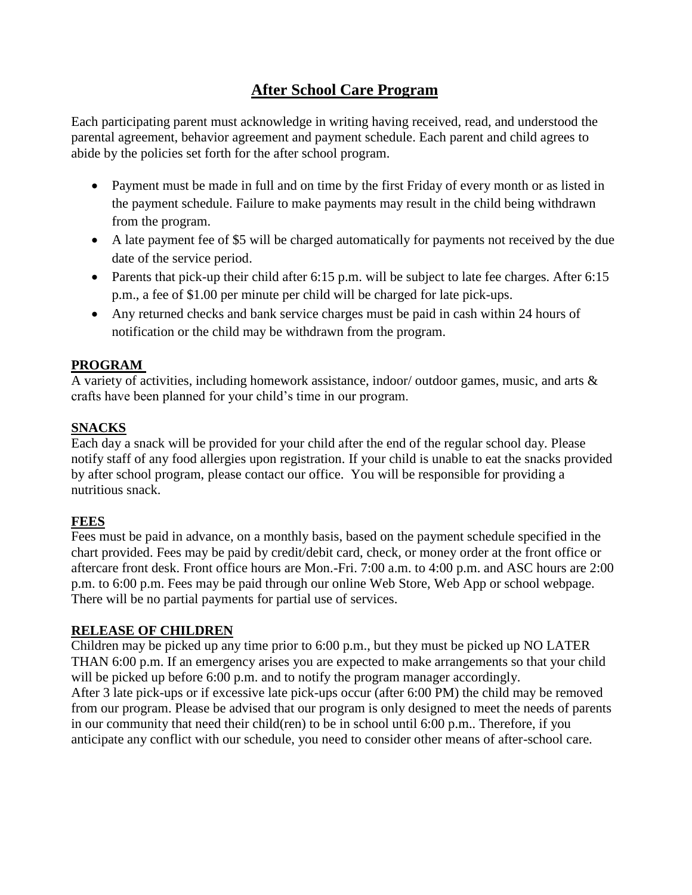# After School Care Program

Each participating parent must acknowledge in writing having received, read, and understood the parental agreement, behavior agreement and payment schedule. Each parent and child agrees to abide by the policies set forth for the after school program.

- Payment must be made in full and on time by the first Friday of every month or as listed in the payment schedule. Failure to make payments may result in the child being withdrawn from the program.
- A late payment fee of $5 will be charged automatically for payments not received by the due date of the service period.
- Parents that pick-up their child after 6:15 p.m. will be subject to late fee charges. After 6:15 p.m., a fee of $1.00 per minute per child will be charged for late pick-ups.
- Any returned checks and bank service charges must be paid in cash within 24 hours of notification or the child may be withdrawn from the program.

## PROGRAM

A variety of activities, including homework assistance, indoor/ outdoor games, music, and arts & crafts have been planned for your child's time in our program.

## SNACKS

Each day a snack will be provided for your child after the end of the regular school day. Please notify staff of any food allergies upon registration. If your child is unable to eat the snacks provided by after school program, please contact our office. You will be responsible for providing a nutritious snack.

## FEES

Fees must be paid in advance, on a monthly basis, based on the payment schedule specified in the chart provided. Fees may be paid by credit/debit card, check, or money order at the front office or aftercare front desk. Front office hours are Mon.-Fri. 7:00 a.m. to 4:00 p.m. and ASC hours are 2:00 p.m. to 6:00 p.m. Fees may be paid through our online Web Store, Web App or school webpage. There will be no partial payments for partial use of services.

## RELEASE OF CHILDREN

Children may be picked up any time prior to 6:00 p.m., but they must be picked up NO LATER THAN 6:00 p.m. If an emergency arises you are expected to make arrangements so that your child will be picked up before 6:00 p.m. and to notify the program manager accordingly.
After 3 late pick-ups or if excessive late pick-ups occur (after 6:00 PM) the child may be removed from our program. Please be advised that our program is only designed to meet the needs of parents in our community that need their child(ren) to be in school until 6:00 p.m.. Therefore, if you anticipate any conflict with our schedule, you need to consider other means of after-school care.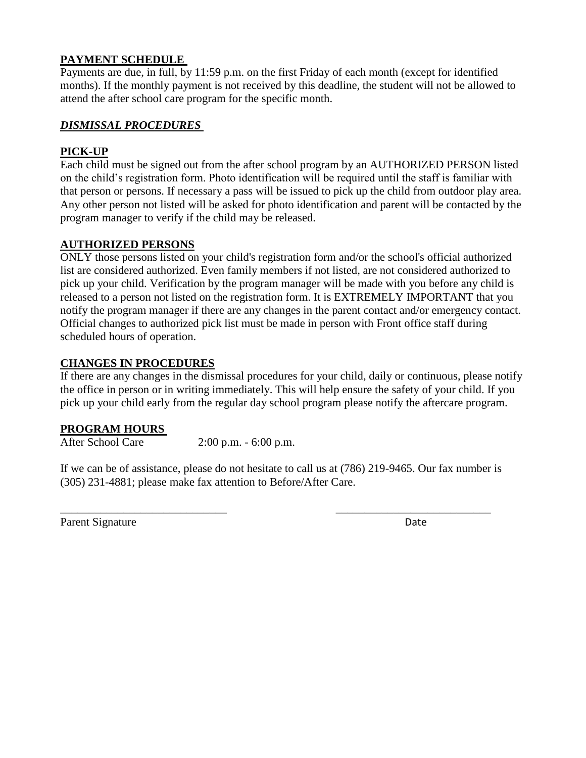**PAYMENT SCHEDULE**

Payments are due, in full, by 11:59 p.m. on the first Friday of each month (except for identified months). If the monthly payment is not received by this deadline, the student will not be allowed to attend the after school care program for the specific month.

***DISMISSAL PROCEDURES***

**PICK-UP**

Each child must be signed out from the after school program by an AUTHORIZED PERSON listed on the child's registration form. Photo identification will be required until the staff is familiar with that person or persons. If necessary a pass will be issued to pick up the child from outdoor play area. Any other person not listed will be asked for photo identification and parent will be contacted by the program manager to verify if the child may be released.

**AUTHORIZED PERSONS**

ONLY those persons listed on your child's registration form and/or the school's official authorized list are considered authorized. Even family members if not listed, are not considered authorized to pick up your child. Verification by the program manager will be made with you before any child is released to a person not listed on the registration form. It is EXTREMELY IMPORTANT that you notify the program manager if there are any changes in the parent contact and/or emergency contact. Official changes to authorized pick list must be made in person with Front office staff during scheduled hours of operation.

**CHANGES IN PROCEDURES**

If there are any changes in the dismissal procedures for your child, daily or continuous, please notify the office in person or in writing immediately. This will help ensure the safety of your child. If you pick up your child early from the regular day school program please notify the aftercare program.

**PROGRAM HOURS**

After School Care 2:00 p.m. - 6:00 p.m.

If we can be of assistance, please do not hesitate to call us at (786) 219-9465. Our fax number is (305) 231-4881; please make fax attention to Before/After Care.

______________________________ ____________________________

Parent Signature Date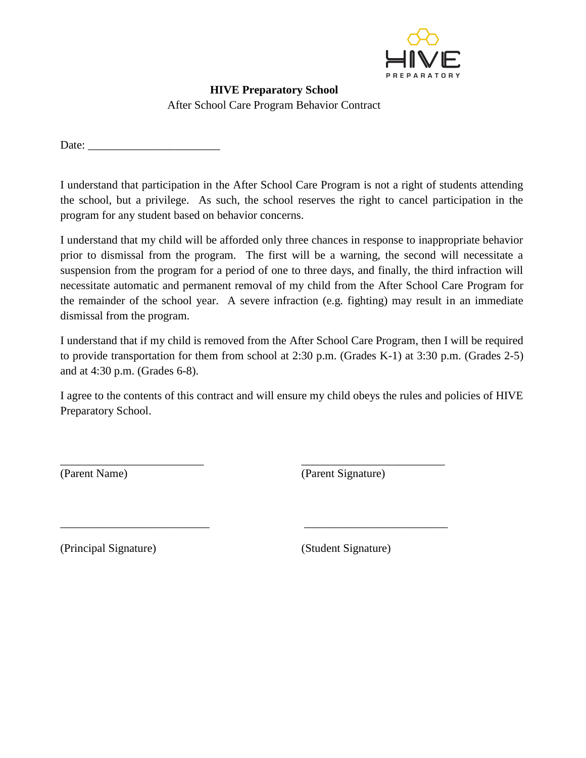**HIVE Preparatory School**

After School Care Program Behavior Contract

Date: ______________________

I understand that participation in the After School Care Program is not a right of students attending the school, but a privilege. As such, the school reserves the right to cancel participation in the program for any student based on behavior concerns.

I understand that my child will be afforded only three chances in response to inappropriate behavior prior to dismissal from the program. The first will be a warning, the second will necessitate a suspension from the program for a period of one to three days, and finally, the third infraction will necessitate automatic and permanent removal of my child from the After School Care Program for the remainder of the school year. A severe infraction (e.g. fighting) may result in an immediate dismissal from the program.

I understand that if my child is removed from the After School Care Program, then I will be required to provide transportation for them from school at 2:30 p.m. (Grades K-1) at 3:30 p.m. (Grades 2-5) and at 4:30 p.m. (Grades 6-8).

I agree to the contents of this contract and will ensure my child obeys the rules and policies of HIVE Preparatory School.

________________________ ________________________

(Parent Name) (Parent Signature)

________________________ ________________________

(Principal Signature) (Student Signature)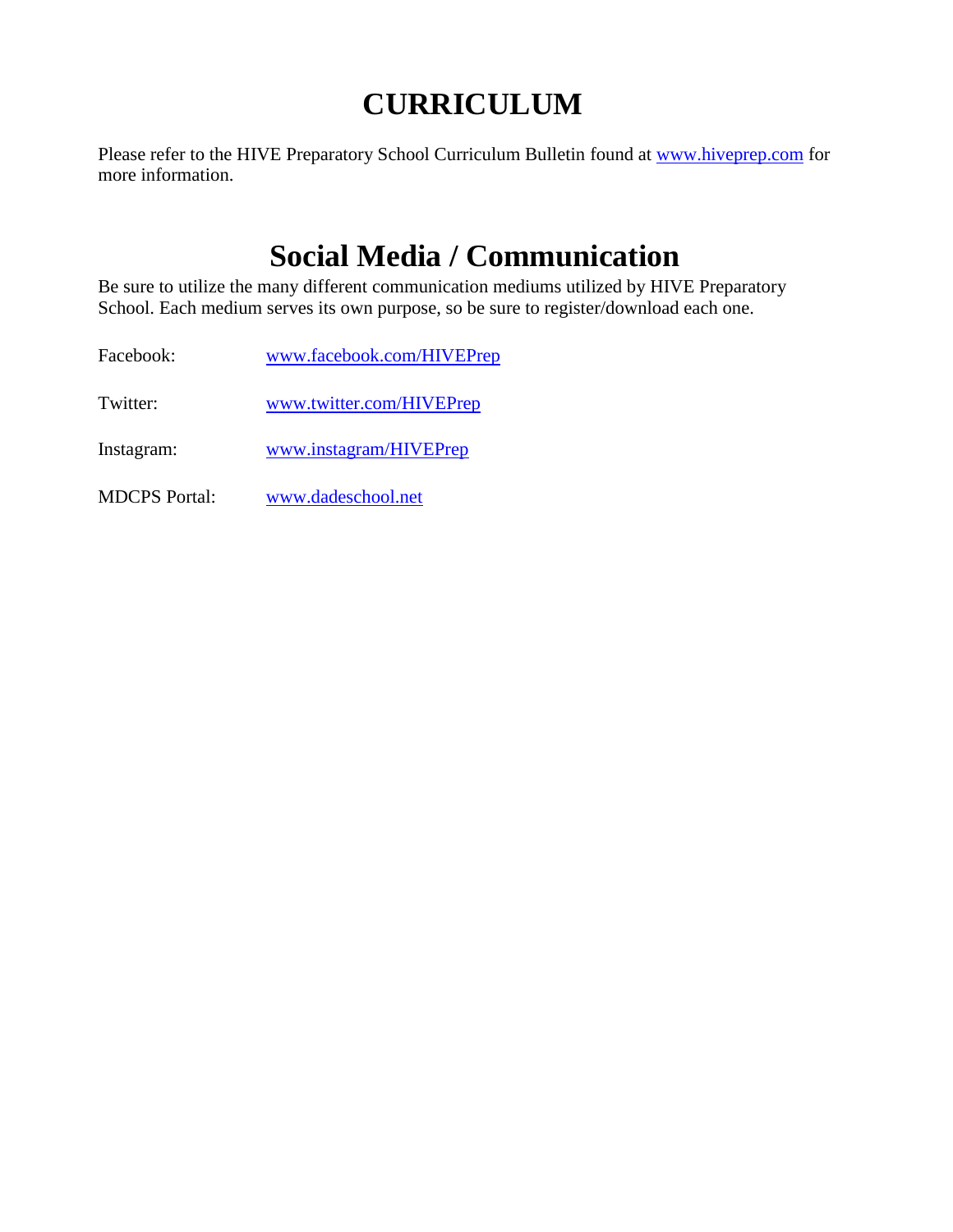# CURRICULUM

Please refer to the HIVE Preparatory School Curriculum Bulletin found at www.hiveprep.com for more information.

# Social Media / Communication

Be sure to utilize the many different communication mediums utilized by HIVE Preparatory School. Each medium serves its own purpose, so be sure to register/download each one.

| | |
|---|---|
| Facebook: | www.facebook.com/HIVEPrep |
| Twitter: | www.twitter.com/HIVEPrep |
| Instagram: | www.instagram/HIVEPrep |
| MDCPS Portal: | www.dadeschool.net |